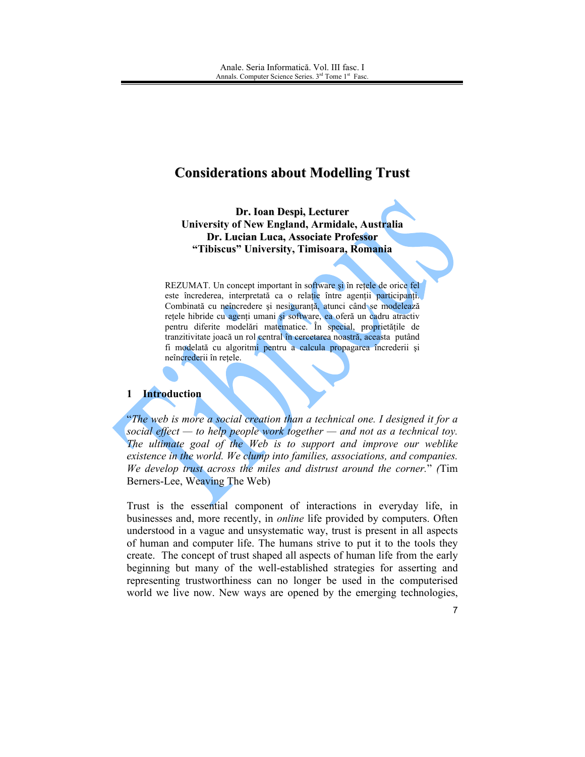# Considerations about Modelling Trust

**Dr. Ioan Despi, Lecturer**
**University of New England, Armidale, Australia**
**Dr. Lucian Luca, Associate Professor**
**"Tibiscus" University, Timisoara, Romania**

REZUMAT. Un concept important în software şi în reţele de orice fel este încrederea, interpretată ca o relaţie între agenţii participanţi. Combinată cu neîncredere şi nesiguranţă, atunci când se modelează reţele hibride cu agenţi umani şi software, ea oferă un cadru atractiv pentru diferite modelări matematice. În special, proprietăţile de tranzitivitate joacă un rol central în cercetarea noastră, aceasta putând fi modelată cu algoritmi pentru a calcula propagarea încrederii şi neîncrederii în reţele.

## 1 Introduction

"*The web is more a social creation than a technical one. I designed it for a social effect — to help people work together — and not as a technical toy. The ultimate goal of the Web is to support and improve our weblike existence in the world. We clump into families, associations, and companies. We develop trust across the miles and distrust around the corner.*" *(*Tim Berners-Lee, Weaving The Web)

Trust is the essential component of interactions in everyday life, in businesses and, more recently, in *online* life provided by computers. Often understood in a vague and unsystematic way, trust is present in all aspects of human and computer life. The humans strive to put it to the tools they create. The concept of trust shaped all aspects of human life from the early beginning but many of the well-established strategies for asserting and representing trustworthiness can no longer be used in the computerised world we live now. New ways are opened by the emerging technologies,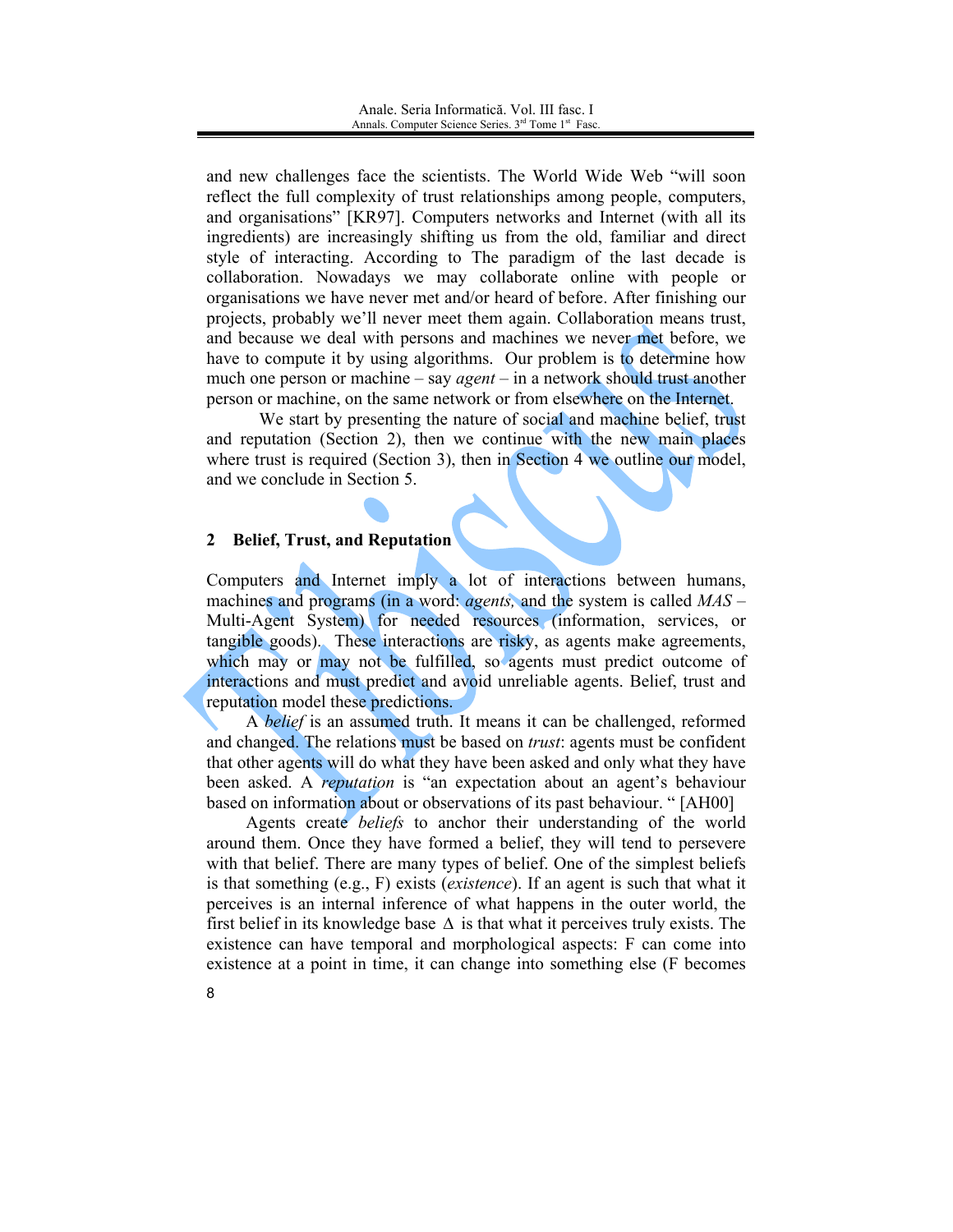and new challenges face the scientists. The World Wide Web "will soon reflect the full complexity of trust relationships among people, computers, and organisations" [KR97]. Computers networks and Internet (with all its ingredients) are increasingly shifting us from the old, familiar and direct style of interacting. According to The paradigm of the last decade is collaboration. Nowadays we may collaborate online with people or organisations we have never met and/or heard of before. After finishing our projects, probably we'll never meet them again. Collaboration means trust, and because we deal with persons and machines we never met before, we have to compute it by using algorithms. Our problem is to determine how much one person or machine – say *agent* – in a network should trust another person or machine, on the same network or from elsewhere on the Internet.

We start by presenting the nature of social and machine belief, trust and reputation (Section 2), then we continue with the new main places where trust is required (Section 3), then in Section 4 we outline our model, and we conclude in Section 5.

## 2 Belief, Trust, and Reputation

Computers and Internet imply a lot of interactions between humans, machines and programs (in a word: *agents,* and the system is called *MAS* – Multi-Agent System) for needed resources (information, services, or tangible goods). These interactions are risky, as agents make agreements, which may or may not be fulfilled, so agents must predict outcome of interactions and must predict and avoid unreliable agents. Belief, trust and reputation model these predictions.

A *belief* is an assumed truth. It means it can be challenged, reformed and changed. The relations must be based on *trust*: agents must be confident that other agents will do what they have been asked and only what they have been asked. A *reputation* is "an expectation about an agent's behaviour based on information about or observations of its past behaviour. " [AH00]

Agents create *beliefs* to anchor their understanding of the world around them. Once they have formed a belief, they will tend to persevere with that belief. There are many types of belief. One of the simplest beliefs is that something (e.g., F) exists (*existence*). If an agent is such that what it perceives is an internal inference of what happens in the outer world, the first belief in its knowledge base $\Delta$ is that what it perceives truly exists. The existence can have temporal and morphological aspects: F can come into existence at a point in time, it can change into something else (F becomes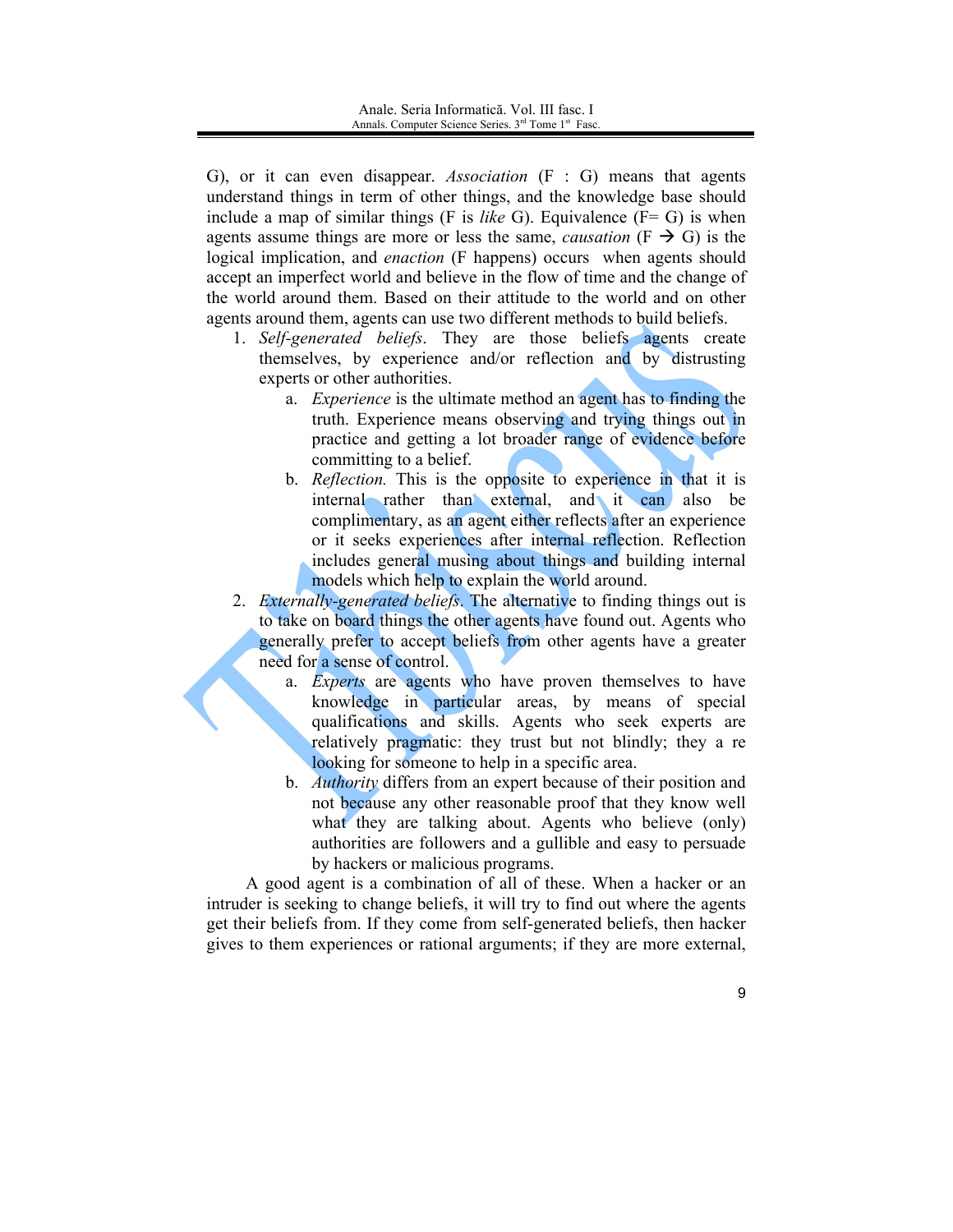G), or it can even disappear. *Association* (F : G) means that agents understand things in term of other things, and the knowledge base should include a map of similar things (F is *like* G). Equivalence (F= G) is when agents assume things are more or less the same, *causation* (F → G) is the logical implication, and *enaction* (F happens) occurs when agents should accept an imperfect world and believe in the flow of time and the change of the world around them. Based on their attitude to the world and on other agents around them, agents can use two different methods to build beliefs.

1. *Self-generated beliefs*. They are those beliefs agents create themselves, by experience and/or reflection and by distrusting experts or other authorities.
    a. *Experience* is the ultimate method an agent has to finding the truth. Experience means observing and trying things out in practice and getting a lot broader range of evidence before committing to a belief.
    b. *Reflection.* This is the opposite to experience in that it is internal rather than external, and it can also be complimentary, as an agent either reflects after an experience or it seeks experiences after internal reflection. Reflection includes general musing about things and building internal models which help to explain the world around.
2. *Externally-generated beliefs*. The alternative to finding things out is to take on board things the other agents have found out. Agents who generally prefer to accept beliefs from other agents have a greater need for a sense of control.
    a. *Experts* are agents who have proven themselves to have knowledge in particular areas, by means of special qualifications and skills. Agents who seek experts are relatively pragmatic: they trust but not blindly; they a re looking for someone to help in a specific area.
    b. *Authority* differs from an expert because of their position and not because any other reasonable proof that they know well what they are talking about. Agents who believe (only) authorities are followers and a gullible and easy to persuade by hackers or malicious programs.

A good agent is a combination of all of these. When a hacker or an intruder is seeking to change beliefs, it will try to find out where the agents get their beliefs from. If they come from self-generated beliefs, then hacker gives to them experiences or rational arguments; if they are more external,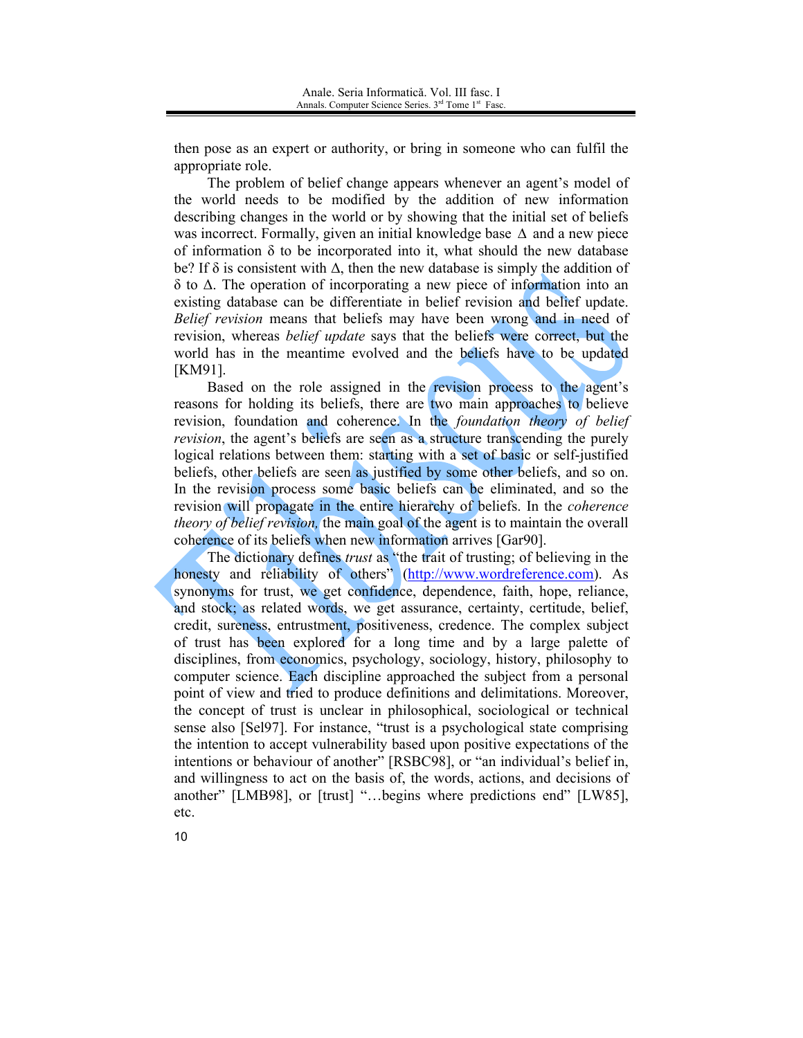then pose as an expert or authority, or bring in someone who can fulfil the appropriate role.

The problem of belief change appears whenever an agent's model of the world needs to be modified by the addition of new information describing changes in the world or by showing that the initial set of beliefs was incorrect. Formally, given an initial knowledge base $\Delta$ and a new piece of information $\delta$ to be incorporated into it, what should the new database be? If $\delta$ is consistent with $\Delta$, then the new database is simply the addition of $\delta$ to $\Delta$. The operation of incorporating a new piece of information into an existing database can be differentiate in belief revision and belief update. *Belief revision* means that beliefs may have been wrong and in need of revision, whereas *belief update* says that the beliefs were correct, but the world has in the meantime evolved and the beliefs have to be updated [KM91].

Based on the role assigned in the revision process to the agent's reasons for holding its beliefs, there are two main approaches to believe revision, foundation and coherence. In the *foundation theory of belief revision*, the agent's beliefs are seen as a structure transcending the purely logical relations between them: starting with a set of basic or self-justified beliefs, other beliefs are seen as justified by some other beliefs, and so on. In the revision process some basic beliefs can be eliminated, and so the revision will propagate in the entire hierarchy of beliefs. In the *coherence theory of belief revision,* the main goal of the agent is to maintain the overall coherence of its beliefs when new information arrives [Gar90].

The dictionary defines *trust* as "the trait of trusting; of believing in the honesty and reliability of others" (http://www.wordreference.com). As synonyms for trust, we get confidence, dependence, faith, hope, reliance, and stock; as related words, we get assurance, certainty, certitude, belief, credit, sureness, entrustment, positiveness, credence. The complex subject of trust has been explored for a long time and by a large palette of disciplines, from economics, psychology, sociology, history, philosophy to computer science. Each discipline approached the subject from a personal point of view and tried to produce definitions and delimitations. Moreover, the concept of trust is unclear in philosophical, sociological or technical sense also [Sel97]. For instance, "trust is a psychological state comprising the intention to accept vulnerability based upon positive expectations of the intentions or behaviour of another" [RSBC98], or "an individual's belief in, and willingness to act on the basis of, the words, actions, and decisions of another" [LMB98], or [trust] "…begins where predictions end" [LW85], etc.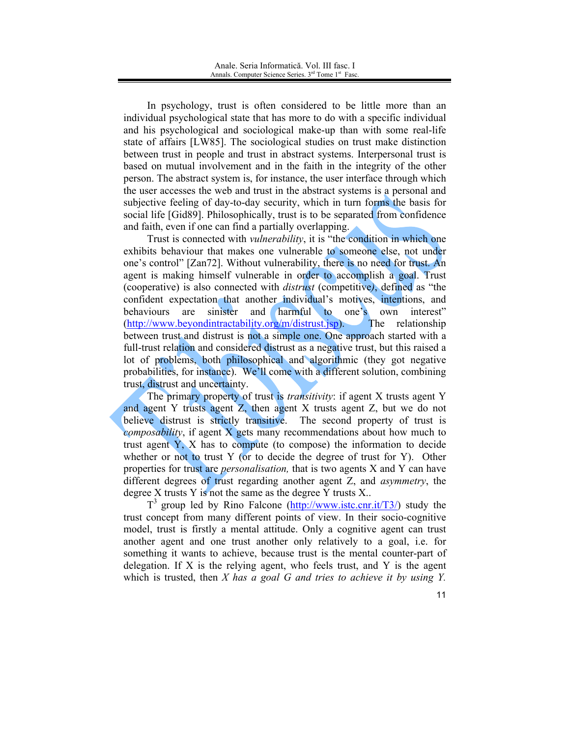In psychology, trust is often considered to be little more than an individual psychological state that has more to do with a specific individual and his psychological and sociological make-up than with some real-life state of affairs [LW85]. The sociological studies on trust make distinction between trust in people and trust in abstract systems. Interpersonal trust is based on mutual involvement and in the faith in the integrity of the other person. The abstract system is, for instance, the user interface through which the user accesses the web and trust in the abstract systems is a personal and subjective feeling of day-to-day security, which in turn forms the basis for social life [Gid89]. Philosophically, trust is to be separated from confidence and faith, even if one can find a partially overlapping.

Trust is connected with *vulnerability*, it is "the condition in which one exhibits behaviour that makes one vulnerable to someone else, not under one's control" [Zan72]. Without vulnerability, there is no need for trust. An agent is making himself vulnerable in order to accomplish a goal. Trust (cooperative) is also connected with *distrust* (competitive), defined as "the confident expectation that another individual's motives, intentions, and behaviours are sinister and harmful to one's own interest" (http://www.beyondintractability.org/m/distrust.jsp). The relationship between trust and distrust is not a simple one. One approach started with a full-trust relation and considered distrust as a negative trust, but this raised a lot of problems, both philosophical and algorithmic (they got negative probabilities, for instance). We'll come with a different solution, combining trust, distrust and uncertainty.

The primary property of trust is *transitivity*: if agent X trusts agent Y and agent Y trusts agent Z, then agent X trusts agent Z, but we do not believe distrust is strictly transitive. The second property of trust is *composability*, if agent X gets many recommendations about how much to trust agent Y, X has to compute (to compose) the information to decide whether or not to trust Y (or to decide the degree of trust for Y). Other properties for trust are *personalisation,* that is two agents X and Y can have different degrees of trust regarding another agent Z, and *asymmetry*, the degree X trusts Y is not the same as the degree Y trusts X..

$T^3$ group led by Rino Falcone (http://www.istc.cnr.it/T3/) study the trust concept from many different points of view. In their socio-cognitive model, trust is firstly a mental attitude. Only a cognitive agent can trust another agent and one trust another only relatively to a goal, i.e. for something it wants to achieve, because trust is the mental counter-part of delegation. If X is the relying agent, who feels trust, and Y is the agent which is trusted, then *X has a goal G and tries to achieve it by using Y.*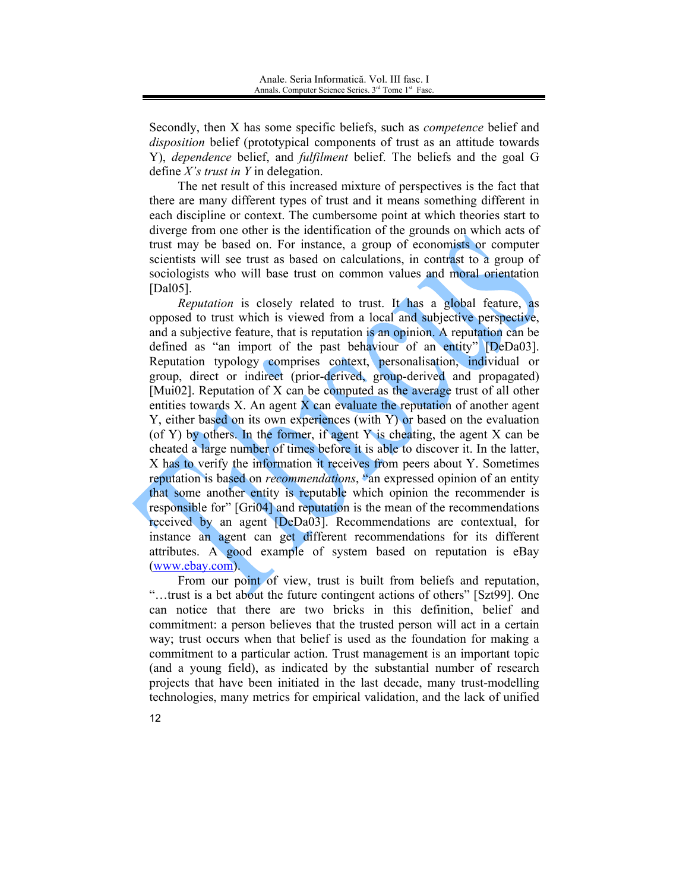Secondly, then X has some specific beliefs, such as *competence* belief and *disposition* belief (prototypical components of trust as an attitude towards Y), *dependence* belief, and *fulfilment* belief. The beliefs and the goal G define *X's trust in Y* in delegation.

The net result of this increased mixture of perspectives is the fact that there are many different types of trust and it means something different in each discipline or context. The cumbersome point at which theories start to diverge from one other is the identification of the grounds on which acts of trust may be based on. For instance, a group of economists or computer scientists will see trust as based on calculations, in contrast to a group of sociologists who will base trust on common values and moral orientation [Dal05].

*Reputation* is closely related to trust. It has a global feature, as opposed to trust which is viewed from a local and subjective perspective, and a subjective feature, that is reputation is an opinion. A reputation can be defined as "an import of the past behaviour of an entity" [DeDa03]. Reputation typology comprises context, personalisation, individual or group, direct or indirect (prior-derived, group-derived and propagated) [Mui02]. Reputation of X can be computed as the average trust of all other entities towards X. An agent X can evaluate the reputation of another agent Y, either based on its own experiences (with Y) or based on the evaluation (of Y) by others. In the former, if agent Y is cheating, the agent X can be cheated a large number of times before it is able to discover it. In the latter, X has to verify the information it receives from peers about Y. Sometimes reputation is based on *recommendations*, "an expressed opinion of an entity that some another entity is reputable which opinion the recommender is responsible for" [Gri04] and reputation is the mean of the recommendations received by an agent [DeDa03]. Recommendations are contextual, for instance an agent can get different recommendations for its different attributes. A good example of system based on reputation is eBay (www.ebay.com).

From our point of view, trust is built from beliefs and reputation, "…trust is a bet about the future contingent actions of others" [Szt99]. One can notice that there are two bricks in this definition, belief and commitment: a person believes that the trusted person will act in a certain way; trust occurs when that belief is used as the foundation for making a commitment to a particular action. Trust management is an important topic (and a young field), as indicated by the substantial number of research projects that have been initiated in the last decade, many trust-modelling technologies, many metrics for empirical validation, and the lack of unified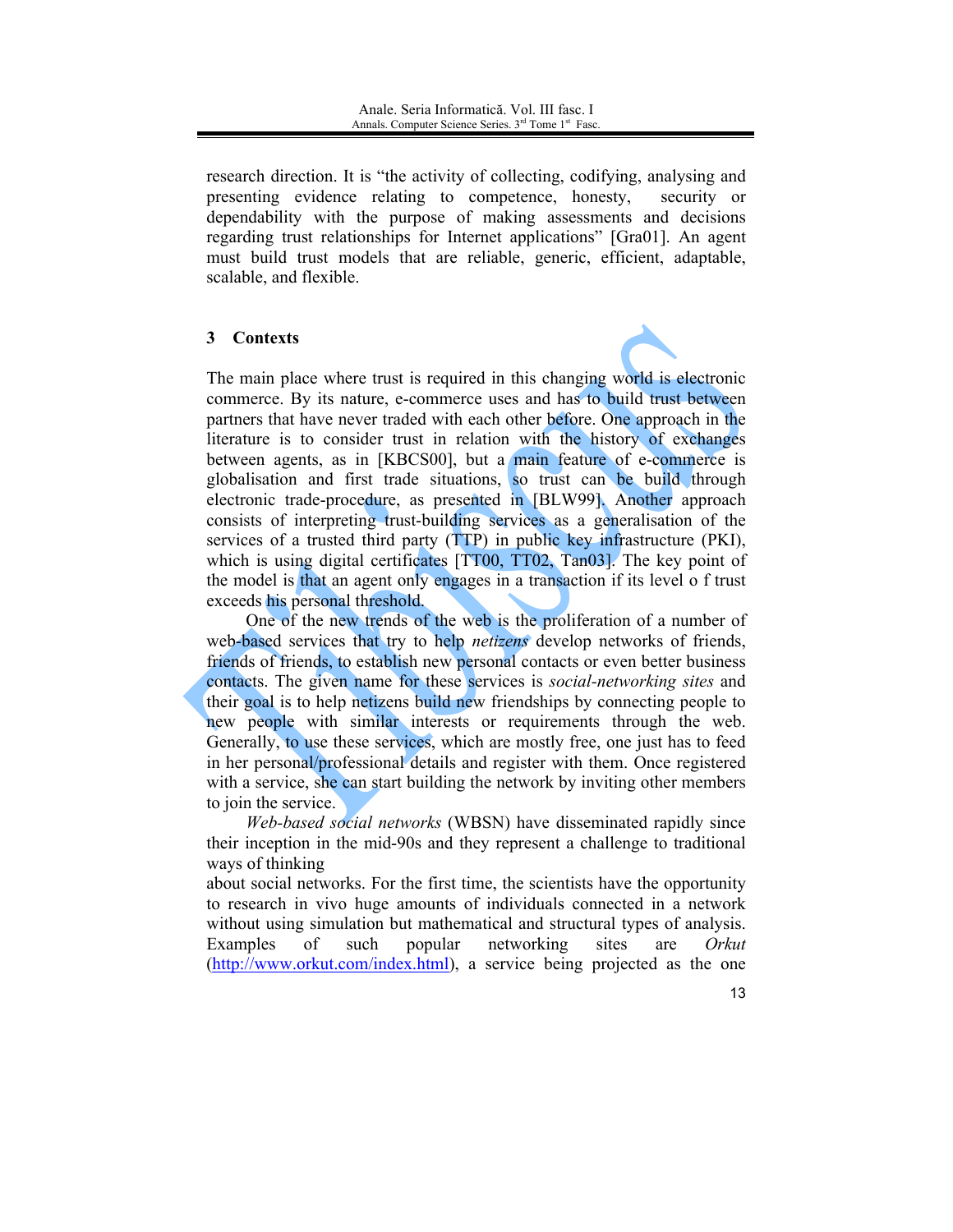research direction. It is "the activity of collecting, codifying, analysing and presenting evidence relating to competence, honesty, security or dependability with the purpose of making assessments and decisions regarding trust relationships for Internet applications" [Gra01]. An agent must build trust models that are reliable, generic, efficient, adaptable, scalable, and flexible.

## 3 Contexts

The main place where trust is required in this changing world is electronic commerce. By its nature, e-commerce uses and has to build trust between partners that have never traded with each other before. One approach in the literature is to consider trust in relation with the history of exchanges between agents, as in [KBCS00], but a main feature of e-commerce is globalisation and first trade situations, so trust can be build through electronic trade-procedure, as presented in [BLW99]. Another approach consists of interpreting trust-building services as a generalisation of the services of a trusted third party (TTP) in public key infrastructure (PKI), which is using digital certificates [TT00, TT02, Tan03]. The key point of the model is that an agent only engages in a transaction if its level o f trust exceeds his personal threshold.

One of the new trends of the web is the proliferation of a number of web-based services that try to help *netizens* develop networks of friends, friends of friends, to establish new personal contacts or even better business contacts. The given name for these services is *social-networking sites* and their goal is to help netizens build new friendships by connecting people to new people with similar interests or requirements through the web. Generally, to use these services, which are mostly free, one just has to feed in her personal/professional details and register with them. Once registered with a service, she can start building the network by inviting other members to join the service.

*Web-based social networks* (WBSN) have disseminated rapidly since their inception in the mid-90s and they represent a challenge to traditional ways of thinking
about social networks. For the first time, the scientists have the opportunity to research in vivo huge amounts of individuals connected in a network without using simulation but mathematical and structural types of analysis. Examples of such popular networking sites are *Orkut* (http://www.orkut.com/index.html), a service being projected as the one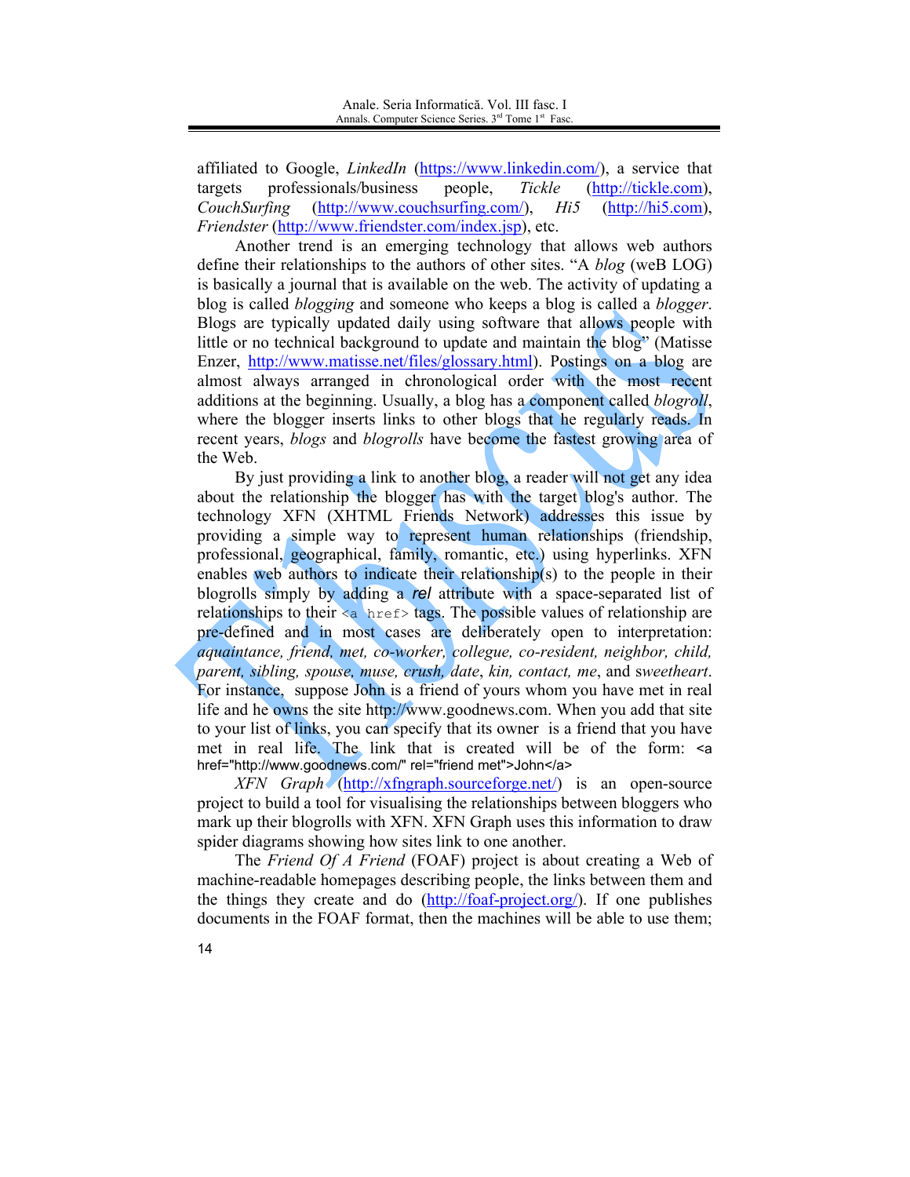affiliated to Google, *LinkedIn* (https://www.linkedin.com/), a service that targets professionals/business people, *Tickle* (http://tickle.com), *CouchSurfing* (http://www.couchsurfing.com/), *Hi5* (http://hi5.com), *Friendster* (http://www.friendster.com/index.jsp), etc.

Another trend is an emerging technology that allows web authors define their relationships to the authors of other sites. "A *blog* (weB LOG) is basically a journal that is available on the web. The activity of updating a blog is called *blogging* and someone who keeps a blog is called a *blogger*. Blogs are typically updated daily using software that allows people with little or no technical background to update and maintain the blog" (Matisse Enzer, http://www.matisse.net/files/glossary.html). Postings on a blog are almost always arranged in chronological order with the most recent additions at the beginning. Usually, a blog has a component called *blogroll*, where the blogger inserts links to other blogs that he regularly reads. In recent years, *blogs* and *blogrolls* have become the fastest growing area of the Web.

By just providing a link to another blog, a reader will not get any idea about the relationship the blogger has with the target blog's author. The technology XFN (XHTML Friends Network) addresses this issue by providing a simple way to represent human relationships (friendship, professional, geographical, family, romantic, etc.) using hyperlinks. XFN enables web authors to indicate their relationship(s) to the people in their blogrolls simply by adding a *rel* attribute with a space-separated list of relationships to their `<a href>` tags. The possible values of relationship are pre-defined and in most cases are deliberately open to interpretation: *aquaintance, friend, met, co-worker, collegue, co-resident, neighbor, child, parent, sibling, spouse, muse, crush, date*, *kin, contact, me*, and s*weetheart*. For instance, suppose John is a friend of yours whom you have met in real life and he owns the site http://www.goodnews.com. When you add that site to your list of links, you can specify that its owner is a friend that you have met in real life. The link that is created will be of the form: `<a href="http://www.goodnews.com/" rel="friend met">John</a>`

*XFN Graph* (http://xfngraph.sourceforge.net/) is an open-source project to build a tool for visualising the relationships between bloggers who mark up their blogrolls with XFN. XFN Graph uses this information to draw spider diagrams showing how sites link to one another.

The *Friend Of A Friend* (FOAF) project is about creating a Web of machine-readable homepages describing people, the links between them and the things they create and do (http://foaf-project.org/). If one publishes documents in the FOAF format, then the machines will be able to use them;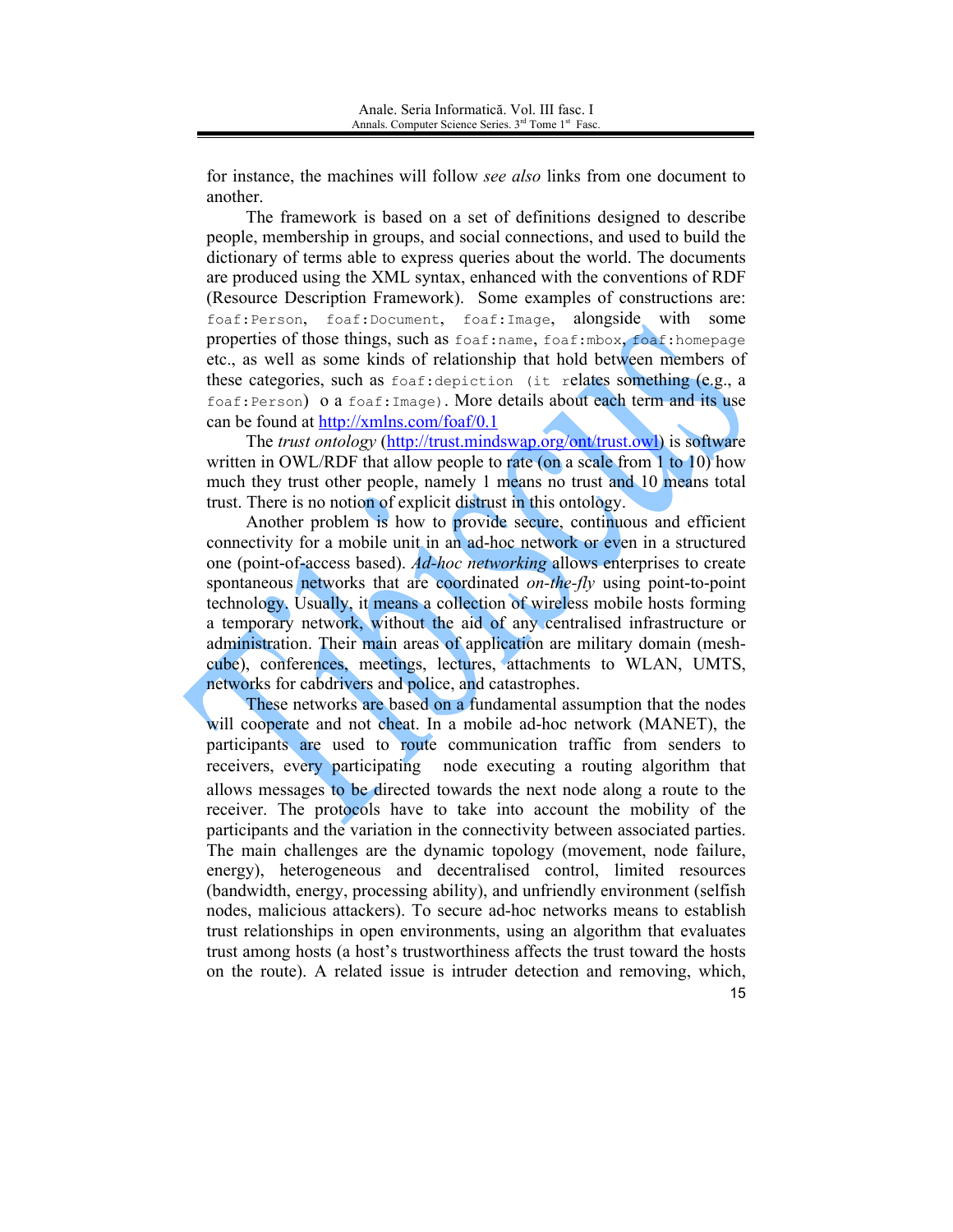for instance, the machines will follow *see also* links from one document to another.

The framework is based on a set of definitions designed to describe people, membership in groups, and social connections, and used to build the dictionary of terms able to express queries about the world. The documents are produced using the XML syntax, enhanced with the conventions of RDF (Resource Description Framework). Some examples of constructions are: `foaf:Person`, `foaf:Document`, `foaf:Image`, alongside with some properties of those things, such as `foaf:name`, `foaf:mbox`, `foaf:homepage` etc., as well as some kinds of relationship that hold between members of these categories, such as `foaf:depiction` (it relates something (e.g., a `foaf:Person`) o a `foaf:Image`). More details about each term and its use can be found at http://xmlns.com/foaf/0.1

The *trust ontology* (http://trust.mindswap.org/ont/trust.owl) is software written in OWL/RDF that allow people to rate (on a scale from 1 to 10) how much they trust other people, namely 1 means no trust and 10 means total trust. There is no notion of explicit distrust in this ontology.

Another problem is how to provide secure, continuous and efficient connectivity for a mobile unit in an ad-hoc network or even in a structured one (point-of-access based). *Ad-hoc networking* allows enterprises to create spontaneous networks that are coordinated *on-the-fly* using point-to-point technology. Usually, it means a collection of wireless mobile hosts forming a temporary network, without the aid of any centralised infrastructure or administration. Their main areas of application are military domain (mesh-cube), conferences, meetings, lectures, attachments to WLAN, UMTS, networks for cabdrivers and police, and catastrophes.

These networks are based on a fundamental assumption that the nodes will cooperate and not cheat. In a mobile ad-hoc network (MANET), the participants are used to route communication traffic from senders to receivers, every participating node executing a routing algorithm that allows messages to be directed towards the next node along a route to the receiver. The protocols have to take into account the mobility of the participants and the variation in the connectivity between associated parties. The main challenges are the dynamic topology (movement, node failure, energy), heterogeneous and decentralised control, limited resources (bandwidth, energy, processing ability), and unfriendly environment (selfish nodes, malicious attackers). To secure ad-hoc networks means to establish trust relationships in open environments, using an algorithm that evaluates trust among hosts (a host's trustworthiness affects the trust toward the hosts on the route). A related issue is intruder detection and removing, which,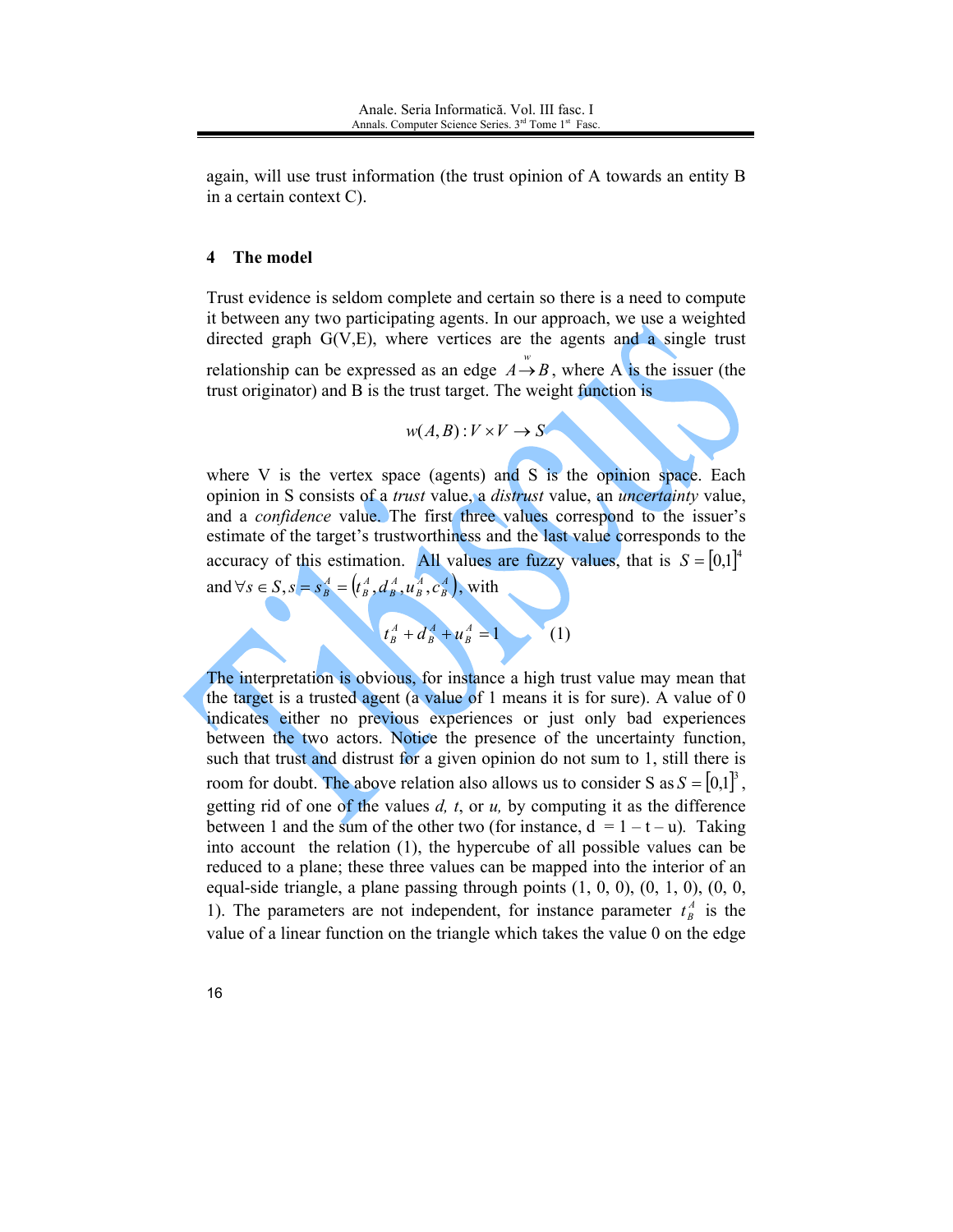again, will use trust information (the trust opinion of A towards an entity B in a certain context C).

## 4 The model

Trust evidence is seldom complete and certain so there is a need to compute it between any two participating agents. In our approach, we use a weighted directed graph G(V,E), where vertices are the agents and a single trust relationship can be expressed as an edge $A \xrightarrow{w} B$, where A is the issuer (the trust originator) and B is the trust target. The weight function is

$$w(A,B) : V \times V \rightarrow S$$

where V is the vertex space (agents) and S is the opinion space. Each opinion in S consists of a *trust* value, a *distrust* value, an *uncertainty* value, and a *confidence* value. The first three values correspond to the issuer's estimate of the target's trustworthiness and the last value corresponds to the accuracy of this estimation. All values are fuzzy values, that is $S = [0,1]^4$ and $\forall s \in S, s = s_B^A = \left(t_B^A, d_B^A, u_B^A, c_B^A\right)$, with

$$t_B^A + d_B^A + u_B^A = 1 \qquad (1)$$

The interpretation is obvious, for instance a high trust value may mean that the target is a trusted agent (a value of 1 means it is for sure). A value of 0 indicates either no previous experiences or just only bad experiences between the two actors. Notice the presence of the uncertainty function, such that trust and distrust for a given opinion do not sum to 1, still there is room for doubt. The above relation also allows us to consider S as $S = [0,1]^3$, getting rid of one of the values *d, t*, or *u,* by computing it as the difference between 1 and the sum of the other two (for instance, d = 1 – t – u). Taking into account the relation (1), the hypercube of all possible values can be reduced to a plane; these three values can be mapped into the interior of an equal-side triangle, a plane passing through points (1, 0, 0), (0, 1, 0), (0, 0, 1). The parameters are not independent, for instance parameter $t_B^A$ is the value of a linear function on the triangle which takes the value 0 on the edge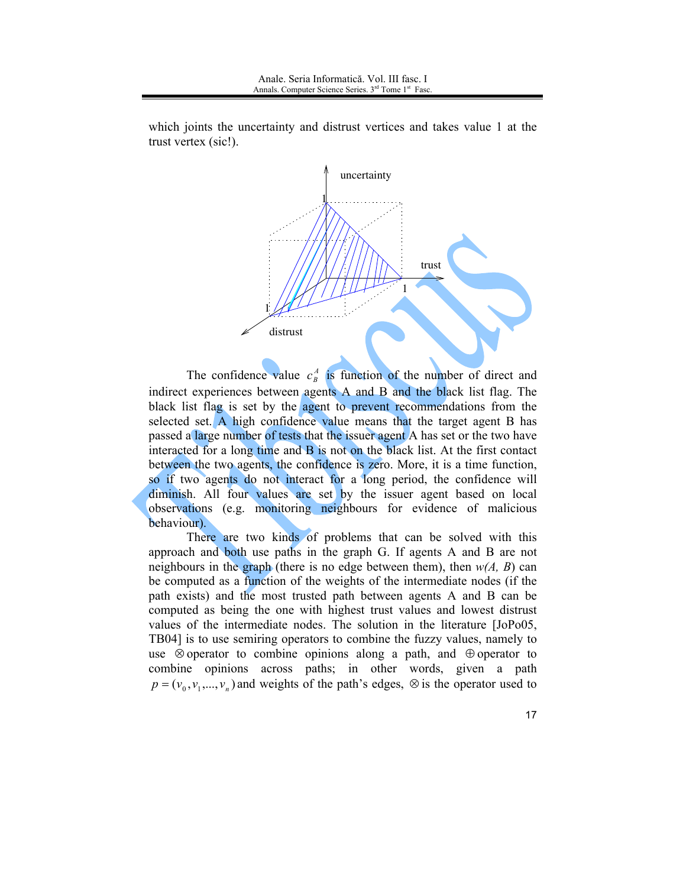which joints the uncertainty and distrust vertices and takes value 1 at the trust vertex (sic!).

The confidence value $c_B^A$ is function of the number of direct and indirect experiences between agents A and B and the black list flag. The black list flag is set by the agent to prevent recommendations from the selected set. A high confidence value means that the target agent B has passed a large number of tests that the issuer agent A has set or the two have interacted for a long time and B is not on the black list. At the first contact between the two agents, the confidence is zero. More, it is a time function, so if two agents do not interact for a long period, the confidence will diminish. All four values are set by the issuer agent based on local observations (e.g. monitoring neighbours for evidence of malicious behaviour).

There are two kinds of problems that can be solved with this approach and both use paths in the graph G. If agents A and B are not neighbours in the graph (there is no edge between them), then $w(A, B)$ can be computed as a function of the weights of the intermediate nodes (if the path exists) and the most trusted path between agents A and B can be computed as being the one with highest trust values and lowest distrust values of the intermediate nodes. The solution in the literature [JoPo05, TB04] is to use semiring operators to combine the fuzzy values, namely to use $\otimes$ operator to combine opinions along a path, and $\oplus$ operator to combine opinions across paths; in other words, given a path $p = (v_0, v_1, ..., v_n)$ and weights of the path's edges, $\otimes$ is the operator used to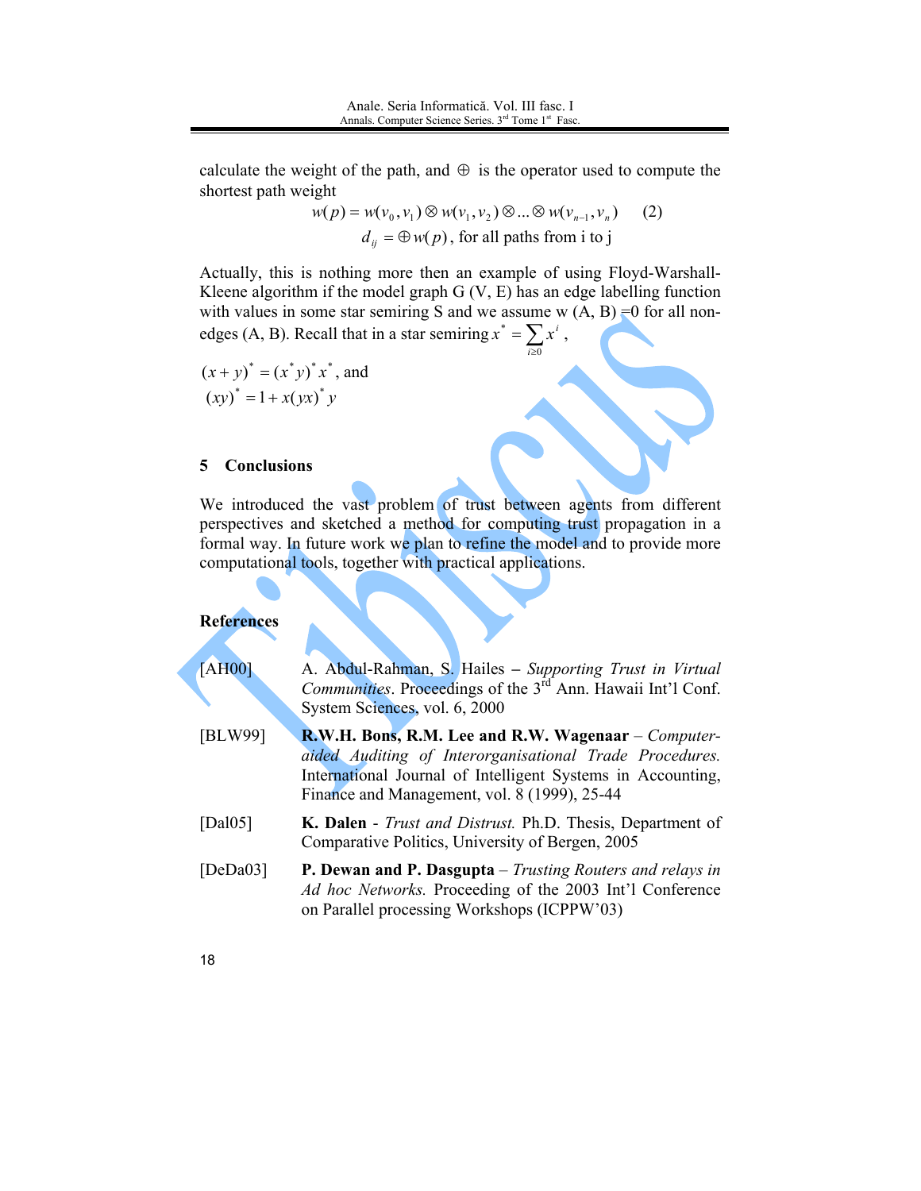calculate the weight of the path, and $\oplus$ is the operator used to compute the shortest path weight

$$w(p) = w(v_0, v_1) \otimes w(v_1, v_2) \otimes ... \otimes w(v_{n-1}, v_n) \quad (2)$$

$$d_{ij} = \oplus w(p) \text{, for all paths from i to j}$$

Actually, this is nothing more then an example of using Floyd-Warshall-Kleene algorithm if the model graph G (V, E) has an edge labelling function with values in some star semiring S and we assume w (A, B) =0 for all non-edges (A, B). Recall that in a star semiring $x^* = \sum_{i \geq 0} x^i$,

$(x + y)^* = (x^* y)^* x^*$, and

$(xy)^* = 1 + x(yx)^* y$

## 5 Conclusions

We introduced the vast problem of trust between agents from different perspectives and sketched a method for computing trust propagation in a formal way. In future work we plan to refine the model and to provide more computational tools, together with practical applications.

## References

[AH00] A. Abdul-Rahman, S. Hailes – *Supporting Trust in Virtual Communities*. Proceedings of the 3rd Ann. Hawaii Int'l Conf. System Sciences, vol. 6, 2000

[BLW99] **R.W.H. Bons, R.M. Lee and R.W. Wagenaar** – *Computer-aided Auditing of Interorganisational Trade Procedures.* International Journal of Intelligent Systems in Accounting, Finance and Management, vol. 8 (1999), 25-44

[Dal05] **K. Dalen** - *Trust and Distrust.* Ph.D. Thesis, Department of Comparative Politics, University of Bergen, 2005

[DeDa03] **P. Dewan and P. Dasgupta** – *Trusting Routers and relays in Ad hoc Networks.* Proceeding of the 2003 Int'l Conference on Parallel processing Workshops (ICPPW'03)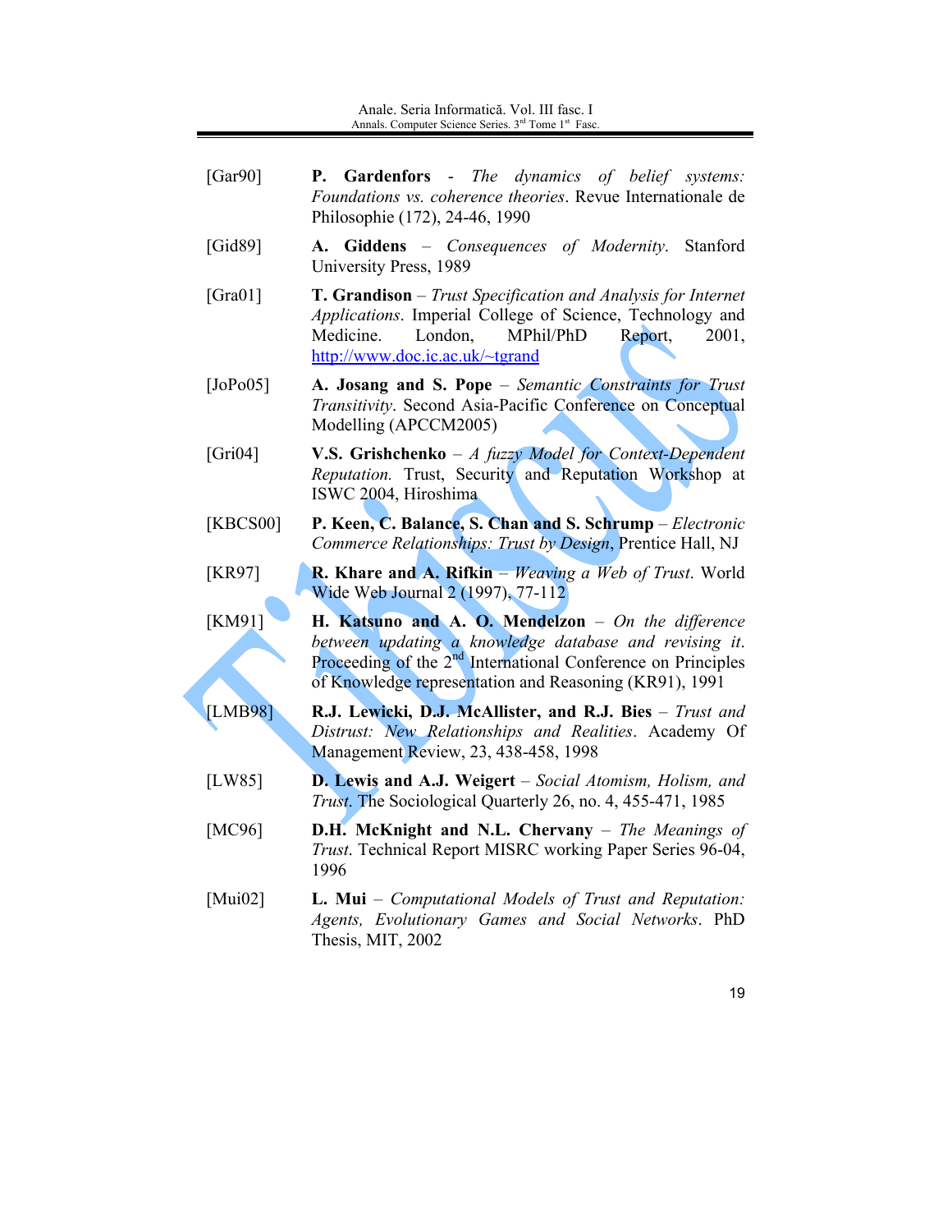[Gar90] **P. Gardenfors** - *The dynamics of belief systems: Foundations vs. coherence theories*. Revue Internationale de Philosophie (172), 24-46, 1990

[Gid89] **A. Giddens** – *Consequences of Modernity*. Stanford University Press, 1989

[Gra01] **T. Grandison** – *Trust Specification and Analysis for Internet Applications*. Imperial College of Science, Technology and Medicine. London, MPhil/PhD Report, 2001, http://www.doc.ic.ac.uk/~tgrand

[JoPo05] **A. Josang and S. Pope** – *Semantic Constraints for Trust Transitivity*. Second Asia-Pacific Conference on Conceptual Modelling (APCCM2005)

[Gri04] **V.S. Grishchenko** – *A fuzzy Model for Context-Dependent Reputation.* Trust, Security and Reputation Workshop at ISWC 2004, Hiroshima

[KBCS00] **P. Keen, C. Balance, S. Chan and S. Schrump** – *Electronic Commerce Relationships: Trust by Design*, Prentice Hall, NJ

[KR97] **R. Khare and A. Rifkin** – *Weaving a Web of Trust*. World Wide Web Journal 2 (1997), 77-112

[KM91] **H. Katsuno and A. O. Mendelzon** – *On the difference between updating a knowledge database and revising it*. Proceeding of the 2nd International Conference on Principles of Knowledge representation and Reasoning (KR91), 1991

[LMB98] **R.J. Lewicki, D.J. McAllister, and R.J. Bies** – *Trust and Distrust: New Relationships and Realities*. Academy Of Management Review, 23, 438-458, 1998

[LW85] **D. Lewis and A.J. Weigert** – *Social Atomism, Holism, and Trust*. The Sociological Quarterly 26, no. 4, 455-471, 1985

[MC96] **D.H. McKnight and N.L. Chervany** – *The Meanings of Trust*. Technical Report MISRC working Paper Series 96-04, 1996

[Mui02] **L. Mui** – *Computational Models of Trust and Reputation: Agents, Evolutionary Games and Social Networks*. PhD Thesis, MIT, 2002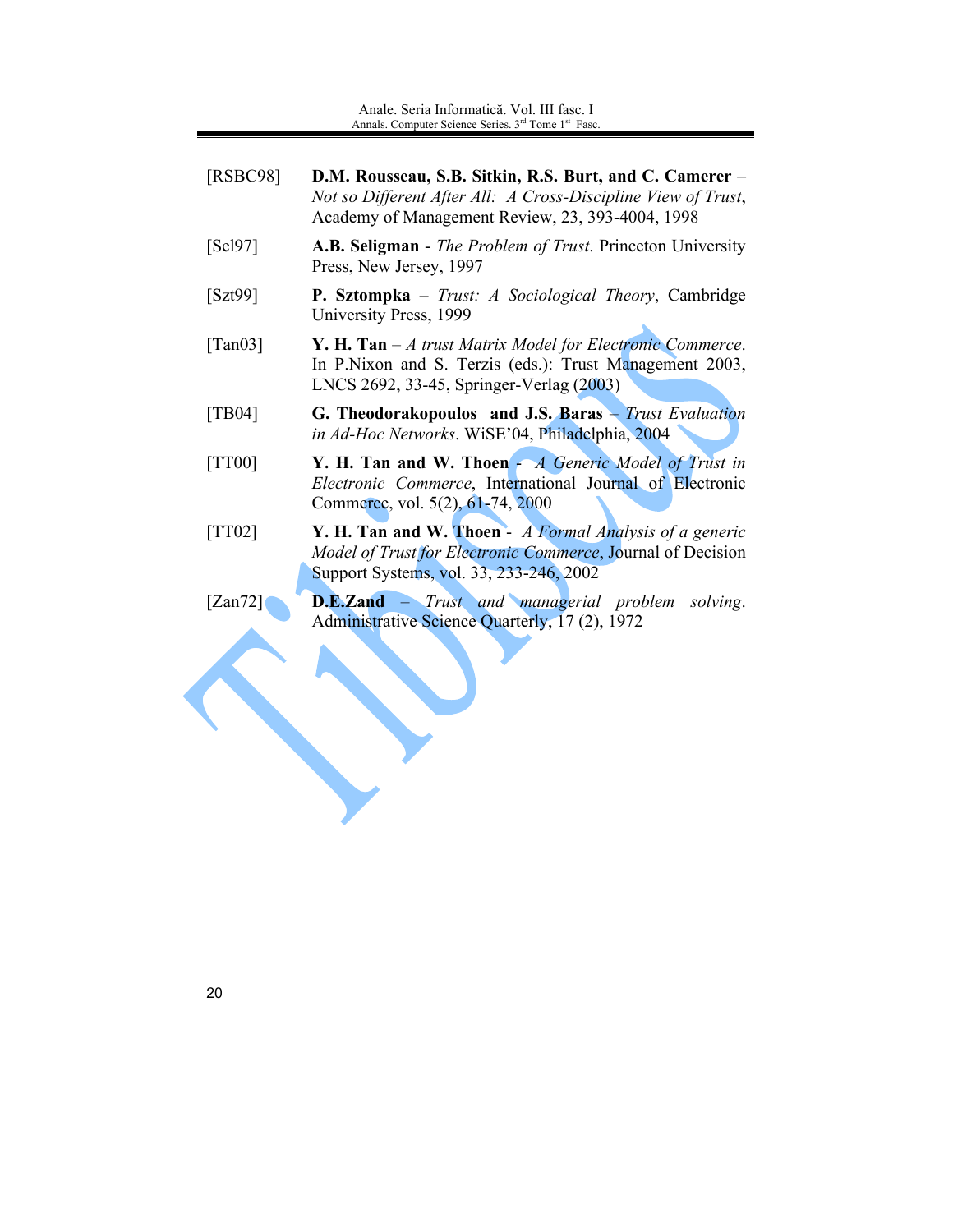[RSBC98] **D.M. Rousseau, S.B. Sitkin, R.S. Burt, and C. Camerer** – *Not so Different After All: A Cross-Discipline View of Trust*, Academy of Management Review, 23, 393-4004, 1998

[Sel97] **A.B. Seligman** - *The Problem of Trust*. Princeton University Press, New Jersey, 1997

[Szt99] **P. Sztompka** – *Trust: A Sociological Theory*, Cambridge University Press, 1999

[Tan03] **Y. H. Tan** – *A trust Matrix Model for Electronic Commerce*. In P.Nixon and S. Terzis (eds.): Trust Management 2003, LNCS 2692, 33-45, Springer-Verlag (2003)

[TB04] **G. Theodorakopoulos and J.S. Baras** – *Trust Evaluation in Ad-Hoc Networks*. WiSE'04, Philadelphia, 2004

[TT00] **Y. H. Tan and W. Thoen** - *A Generic Model of Trust in Electronic Commerce*, International Journal of Electronic Commerce, vol. 5(2), 61-74, 2000

[TT02] **Y. H. Tan and W. Thoen** - *A Formal Analysis of a generic Model of Trust for Electronic Commerce*, Journal of Decision Support Systems, vol. 33, 233-246, 2002

[Zan72] **D.E.Zand** – *Trust and managerial problem solving*. Administrative Science Quarterly, 17 (2), 1972